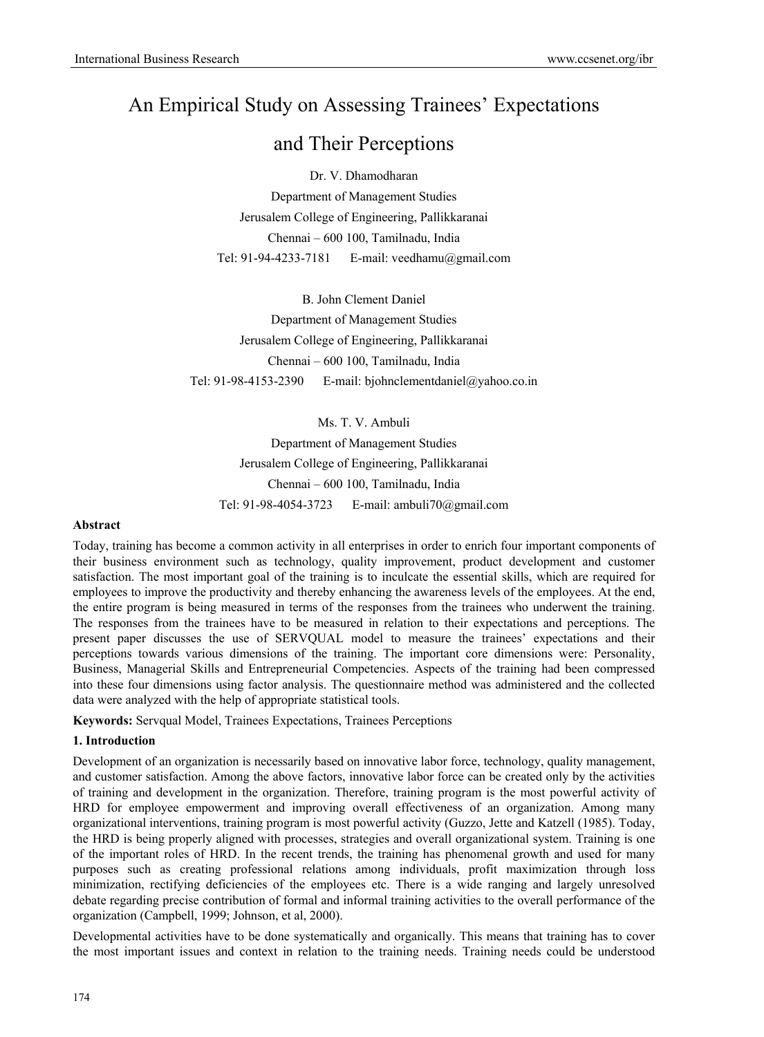# An Empirical Study on Assessing Trainees' Expectations and Their Perceptions

Dr. V. Dhamodharan

Department of Management Studies

Jerusalem College of Engineering, Pallikkaranai

Chennai – 600 100, Tamilnadu, India

Tel: 91-94-4233-7181 E-mail: veedhamu@gmail.com

B. John Clement Daniel

Department of Management Studies

Jerusalem College of Engineering, Pallikkaranai

Chennai – 600 100, Tamilnadu, India

Tel: 91-98-4153-2390 E-mail: bjohnclementdaniel@yahoo.co.in

Ms. T. V. Ambuli

Department of Management Studies

Jerusalem College of Engineering, Pallikkaranai

Chennai – 600 100, Tamilnadu, India

Tel: 91-98-4054-3723 E-mail: ambuli70@gmail.com

**Abstract**

Today, training has become a common activity in all enterprises in order to enrich four important components of their business environment such as technology, quality improvement, product development and customer satisfaction. The most important goal of the training is to inculcate the essential skills, which are required for employees to improve the productivity and thereby enhancing the awareness levels of the employees. At the end, the entire program is being measured in terms of the responses from the trainees who underwent the training. The responses from the trainees have to be measured in relation to their expectations and perceptions. The present paper discusses the use of SERVQUAL model to measure the trainees' expectations and their perceptions towards various dimensions of the training. The important core dimensions were: Personality, Business, Managerial Skills and Entrepreneurial Competencies. Aspects of the training had been compressed into these four dimensions using factor analysis. The questionnaire method was administered and the collected data were analyzed with the help of appropriate statistical tools.

**Keywords:** Servqual Model, Trainees Expectations, Trainees Perceptions

## 1. Introduction

Development of an organization is necessarily based on innovative labor force, technology, quality management, and customer satisfaction. Among the above factors, innovative labor force can be created only by the activities of training and development in the organization. Therefore, training program is the most powerful activity of HRD for employee empowerment and improving overall effectiveness of an organization. Among many organizational interventions, training program is most powerful activity (Guzzo, Jette and Katzell (1985). Today, the HRD is being properly aligned with processes, strategies and overall organizational system. Training is one of the important roles of HRD. In the recent trends, the training has phenomenal growth and used for many purposes such as creating professional relations among individuals, profit maximization through loss minimization, rectifying deficiencies of the employees etc. There is a wide ranging and largely unresolved debate regarding precise contribution of formal and informal training activities to the overall performance of the organization (Campbell, 1999; Johnson, et al, 2000).

Developmental activities have to be done systematically and organically. This means that training has to cover the most important issues and context in relation to the training needs. Training needs could be understood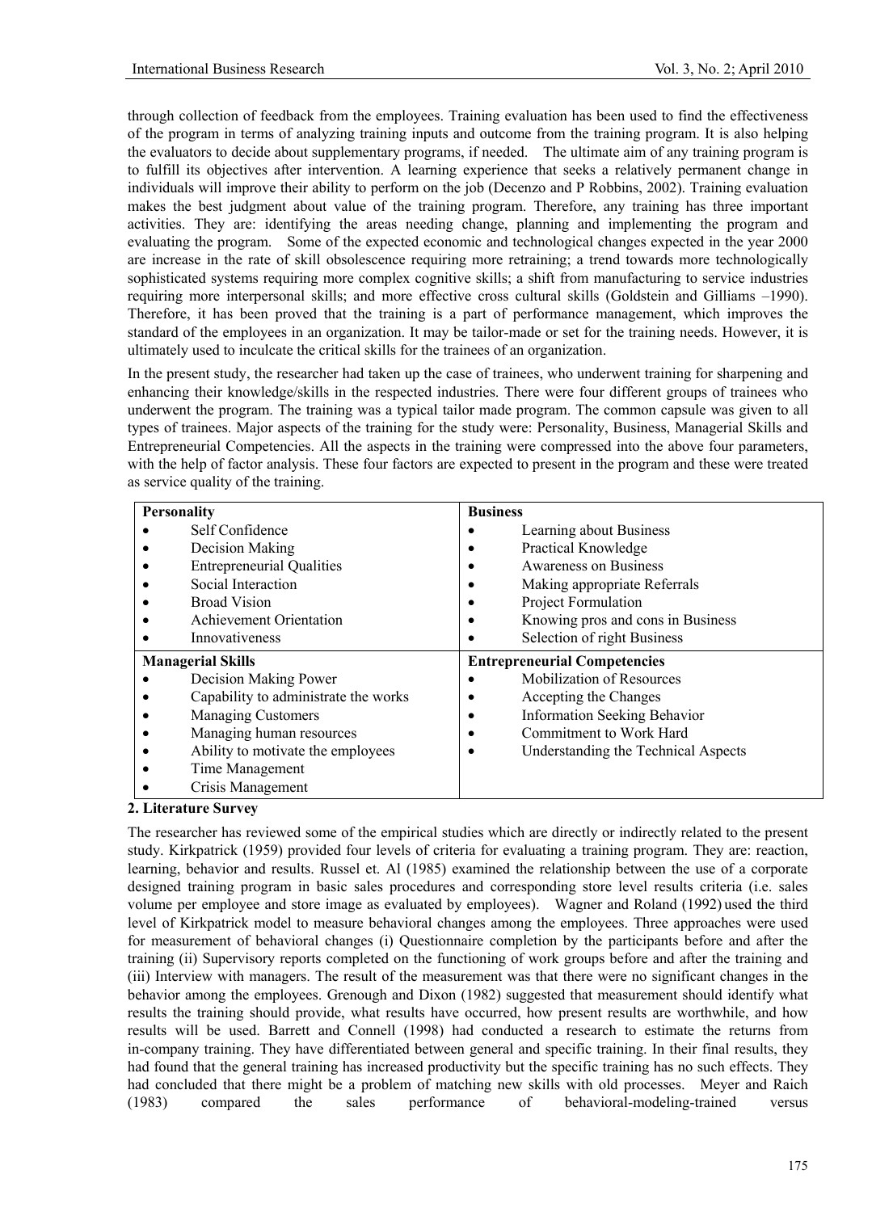through collection of feedback from the employees. Training evaluation has been used to find the effectiveness of the program in terms of analyzing training inputs and outcome from the training program. It is also helping the evaluators to decide about supplementary programs, if needed. The ultimate aim of any training program is to fulfill its objectives after intervention. A learning experience that seeks a relatively permanent change in individuals will improve their ability to perform on the job (Decenzo and P Robbins, 2002). Training evaluation makes the best judgment about value of the training program. Therefore, any training has three important activities. They are: identifying the areas needing change, planning and implementing the program and evaluating the program. Some of the expected economic and technological changes expected in the year 2000 are increase in the rate of skill obsolescence requiring more retraining; a trend towards more technologically sophisticated systems requiring more complex cognitive skills; a shift from manufacturing to service industries requiring more interpersonal skills; and more effective cross cultural skills (Goldstein and Gilliams –1990). Therefore, it has been proved that the training is a part of performance management, which improves the standard of the employees in an organization. It may be tailor-made or set for the training needs. However, it is ultimately used to inculcate the critical skills for the trainees of an organization.

In the present study, the researcher had taken up the case of trainees, who underwent training for sharpening and enhancing their knowledge/skills in the respected industries. There were four different groups of trainees who underwent the program. The training was a typical tailor made program. The common capsule was given to all types of trainees. Major aspects of the training for the study were: Personality, Business, Managerial Skills and Entrepreneurial Competencies. All the aspects in the training were compressed into the above four parameters, with the help of factor analysis. These four factors are expected to present in the program and these were treated as service quality of the training.

| **Personality** | **Business** |
|---|---|
| • Self Confidence<br>• Decision Making<br>• Entrepreneurial Qualities<br>• Social Interaction<br>• Broad Vision<br>• Achievement Orientation<br>• Innovativeness | • Learning about Business<br>• Practical Knowledge<br>• Awareness on Business<br>• Making appropriate Referrals<br>• Project Formulation<br>• Knowing pros and cons in Business<br>• Selection of right Business |
| **Managerial Skills** | **Entrepreneurial Competencies** |
| • Decision Making Power<br>• Capability to administrate the works<br>• Managing Customers<br>• Managing human resources<br>• Ability to motivate the employees<br>• Time Management<br>• Crisis Management | • Mobilization of Resources<br>• Accepting the Changes<br>• Information Seeking Behavior<br>• Commitment to Work Hard<br>• Understanding the Technical Aspects |

## 2. Literature Survey

The researcher has reviewed some of the empirical studies which are directly or indirectly related to the present study. Kirkpatrick (1959) provided four levels of criteria for evaluating a training program. They are: reaction, learning, behavior and results. Russel et. Al (1985) examined the relationship between the use of a corporate designed training program in basic sales procedures and corresponding store level results criteria (i.e. sales volume per employee and store image as evaluated by employees). Wagner and Roland (1992) used the third level of Kirkpatrick model to measure behavioral changes among the employees. Three approaches were used for measurement of behavioral changes (i) Questionnaire completion by the participants before and after the training (ii) Supervisory reports completed on the functioning of work groups before and after the training and (iii) Interview with managers. The result of the measurement was that there were no significant changes in the behavior among the employees. Grenough and Dixon (1982) suggested that measurement should identify what results the training should provide, what results have occurred, how present results are worthwhile, and how results will be used. Barrett and Connell (1998) had conducted a research to estimate the returns from in-company training. They have differentiated between general and specific training. In their final results, they had found that the general training has increased productivity but the specific training has no such effects. They had concluded that there might be a problem of matching new skills with old processes. Meyer and Raich (1983) compared the sales performance of behavioral-modeling-trained versus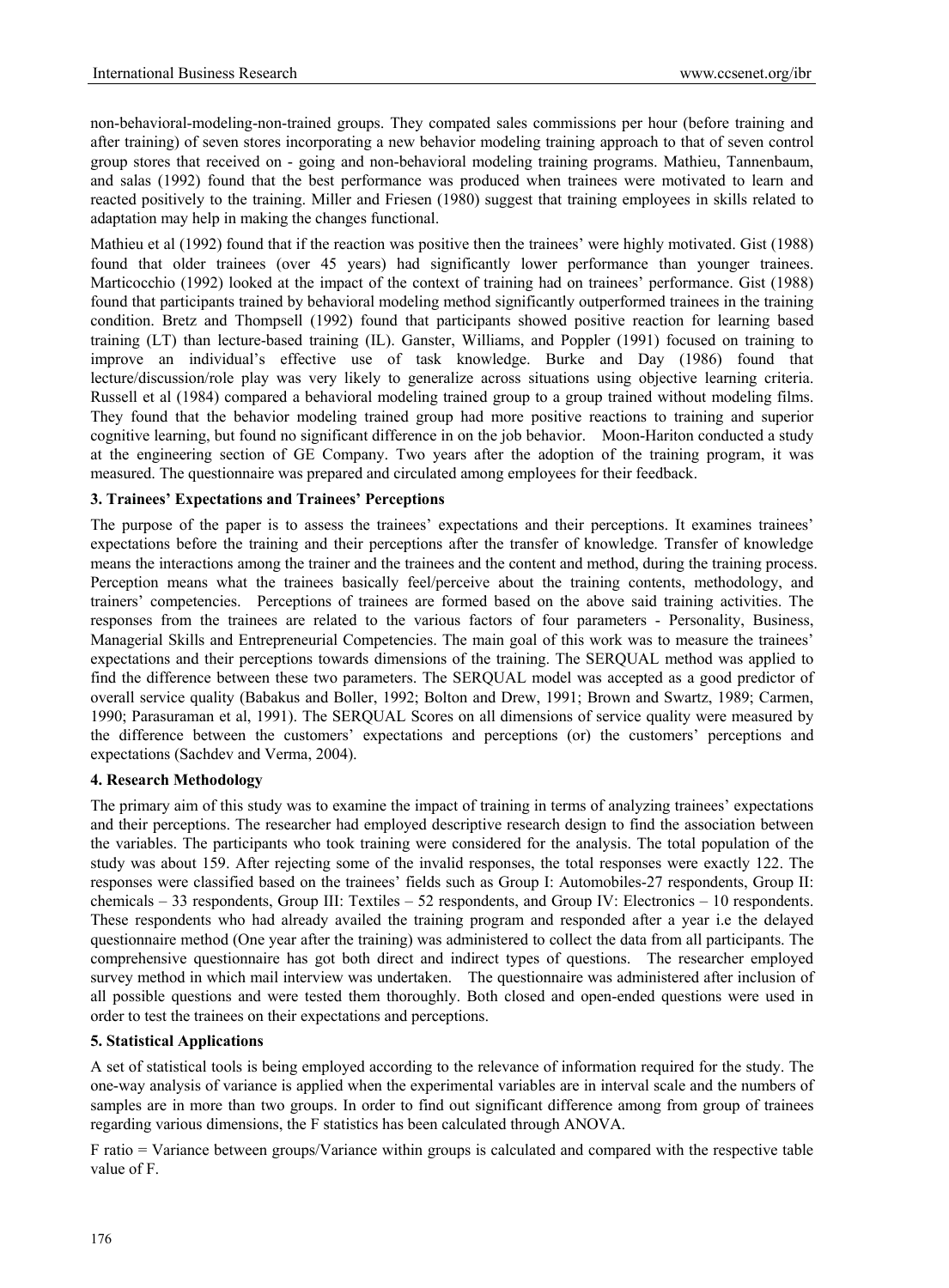non-behavioral-modeling-non-trained groups. They compated sales commissions per hour (before training and after training) of seven stores incorporating a new behavior modeling training approach to that of seven control group stores that received on - going and non-behavioral modeling training programs. Mathieu, Tannenbaum, and salas (1992) found that the best performance was produced when trainees were motivated to learn and reacted positively to the training. Miller and Friesen (1980) suggest that training employees in skills related to adaptation may help in making the changes functional.

Mathieu et al (1992) found that if the reaction was positive then the trainees' were highly motivated. Gist (1988) found that older trainees (over 45 years) had significantly lower performance than younger trainees. Marticocchio (1992) looked at the impact of the context of training had on trainees' performance. Gist (1988) found that participants trained by behavioral modeling method significantly outperformed trainees in the training condition. Bretz and Thompsell (1992) found that participants showed positive reaction for learning based training (LT) than lecture-based training (IL). Ganster, Williams, and Poppler (1991) focused on training to improve an individual's effective use of task knowledge. Burke and Day (1986) found that lecture/discussion/role play was very likely to generalize across situations using objective learning criteria. Russell et al (1984) compared a behavioral modeling trained group to a group trained without modeling films. They found that the behavior modeling trained group had more positive reactions to training and superior cognitive learning, but found no significant difference in on the job behavior. Moon-Hariton conducted a study at the engineering section of GE Company. Two years after the adoption of the training program, it was measured. The questionnaire was prepared and circulated among employees for their feedback.

## 3. Trainees' Expectations and Trainees' Perceptions

The purpose of the paper is to assess the trainees' expectations and their perceptions. It examines trainees' expectations before the training and their perceptions after the transfer of knowledge. Transfer of knowledge means the interactions among the trainer and the trainees and the content and method, during the training process. Perception means what the trainees basically feel/perceive about the training contents, methodology, and trainers' competencies. Perceptions of trainees are formed based on the above said training activities. The responses from the trainees are related to the various factors of four parameters - Personality, Business, Managerial Skills and Entrepreneurial Competencies. The main goal of this work was to measure the trainees' expectations and their perceptions towards dimensions of the training. The SERQUAL method was applied to find the difference between these two parameters. The SERQUAL model was accepted as a good predictor of overall service quality (Babakus and Boller, 1992; Bolton and Drew, 1991; Brown and Swartz, 1989; Carmen, 1990; Parasuraman et al, 1991). The SERQUAL Scores on all dimensions of service quality were measured by the difference between the customers' expectations and perceptions (or) the customers' perceptions and expectations (Sachdev and Verma, 2004).

## 4. Research Methodology

The primary aim of this study was to examine the impact of training in terms of analyzing trainees' expectations and their perceptions. The researcher had employed descriptive research design to find the association between the variables. The participants who took training were considered for the analysis. The total population of the study was about 159. After rejecting some of the invalid responses, the total responses were exactly 122. The responses were classified based on the trainees' fields such as Group I: Automobiles-27 respondents, Group II: chemicals – 33 respondents, Group III: Textiles – 52 respondents, and Group IV: Electronics – 10 respondents. These respondents who had already availed the training program and responded after a year i.e the delayed questionnaire method (One year after the training) was administered to collect the data from all participants. The comprehensive questionnaire has got both direct and indirect types of questions. The researcher employed survey method in which mail interview was undertaken. The questionnaire was administered after inclusion of all possible questions and were tested them thoroughly. Both closed and open-ended questions were used in order to test the trainees on their expectations and perceptions.

## 5. Statistical Applications

A set of statistical tools is being employed according to the relevance of information required for the study. The one-way analysis of variance is applied when the experimental variables are in interval scale and the numbers of samples are in more than two groups. In order to find out significant difference among from group of trainees regarding various dimensions, the F statistics has been calculated through ANOVA.

F ratio = Variance between groups/Variance within groups is calculated and compared with the respective table value of F.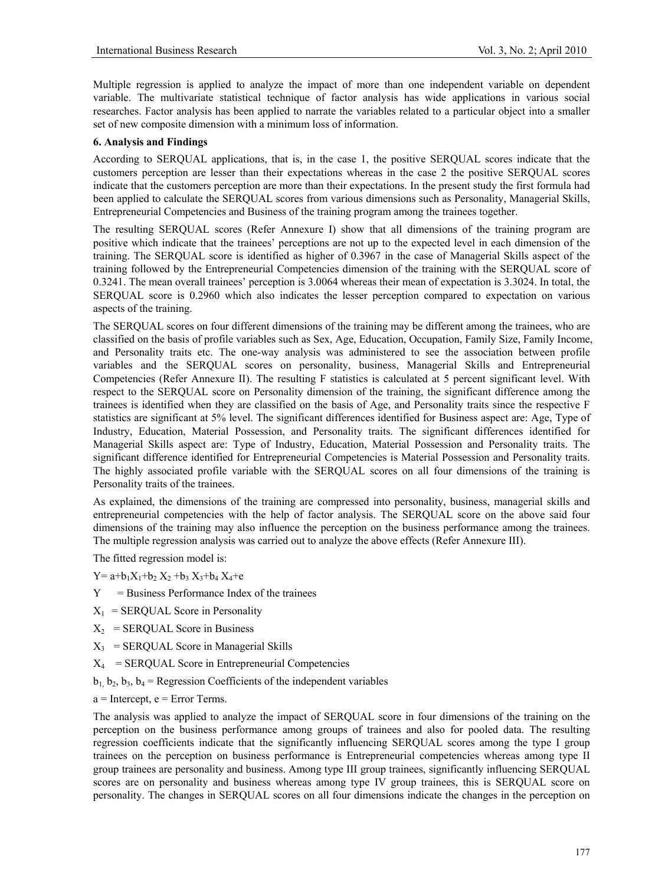Multiple regression is applied to analyze the impact of more than one independent variable on dependent variable. The multivariate statistical technique of factor analysis has wide applications in various social researches. Factor analysis has been applied to narrate the variables related to a particular object into a smaller set of new composite dimension with a minimum loss of information.

### 6. Analysis and Findings

According to SERQUAL applications, that is, in the case 1, the positive SERQUAL scores indicate that the customers perception are lesser than their expectations whereas in the case 2 the positive SERQUAL scores indicate that the customers perception are more than their expectations. In the present study the first formula had been applied to calculate the SERQUAL scores from various dimensions such as Personality, Managerial Skills, Entrepreneurial Competencies and Business of the training program among the trainees together.

The resulting SERQUAL scores (Refer Annexure I) show that all dimensions of the training program are positive which indicate that the trainees' perceptions are not up to the expected level in each dimension of the training. The SERQUAL score is identified as higher of 0.3967 in the case of Managerial Skills aspect of the training followed by the Entrepreneurial Competencies dimension of the training with the SERQUAL score of 0.3241. The mean overall trainees' perception is 3.0064 whereas their mean of expectation is 3.3024. In total, the SERQUAL score is 0.2960 which also indicates the lesser perception compared to expectation on various aspects of the training.

The SERQUAL scores on four different dimensions of the training may be different among the trainees, who are classified on the basis of profile variables such as Sex, Age, Education, Occupation, Family Size, Family Income, and Personality traits etc. The one-way analysis was administered to see the association between profile variables and the SERQUAL scores on personality, business, Managerial Skills and Entrepreneurial Competencies (Refer Annexure II). The resulting F statistics is calculated at 5 percent significant level. With respect to the SERQUAL score on Personality dimension of the training, the significant difference among the trainees is identified when they are classified on the basis of Age, and Personality traits since the respective F statistics are significant at 5% level. The significant differences identified for Business aspect are: Age, Type of Industry, Education, Material Possession, and Personality traits. The significant differences identified for Managerial Skills aspect are: Type of Industry, Education, Material Possession and Personality traits. The significant difference identified for Entrepreneurial Competencies is Material Possession and Personality traits. The highly associated profile variable with the SERQUAL scores on all four dimensions of the training is Personality traits of the trainees.

As explained, the dimensions of the training are compressed into personality, business, managerial skills and entrepreneurial competencies with the help of factor analysis. The SERQUAL score on the above said four dimensions of the training may also influence the perception on the business performance among the trainees. The multiple regression analysis was carried out to analyze the above effects (Refer Annexure III).

The fitted regression model is:

$Y = a + b_1X_1 + b_2X_2 + b_3X_3 + b_4X_4 + e$

$Y$ = Business Performance Index of the trainees

$X_1$ = SERQUAL Score in Personality

$X_2$ = SERQUAL Score in Business

$X_3$ = SERQUAL Score in Managerial Skills

$X_4$ = SERQUAL Score in Entrepreneurial Competencies

$b_1$, $b_2$, $b_3$, $b_4$ = Regression Coefficients of the independent variables

$a$ = Intercept, $e$ = Error Terms.

The analysis was applied to analyze the impact of SERQUAL score in four dimensions of the training on the perception on the business performance among groups of trainees and also for pooled data. The resulting regression coefficients indicate that the significantly influencing SERQUAL scores among the type I group trainees on the perception on business performance is Entrepreneurial competencies whereas among type II group trainees are personality and business. Among type III group trainees, significantly influencing SERQUAL scores are on personality and business whereas among type IV group trainees, this is SERQUAL score on personality. The changes in SERQUAL scores on all four dimensions indicate the changes in the perception on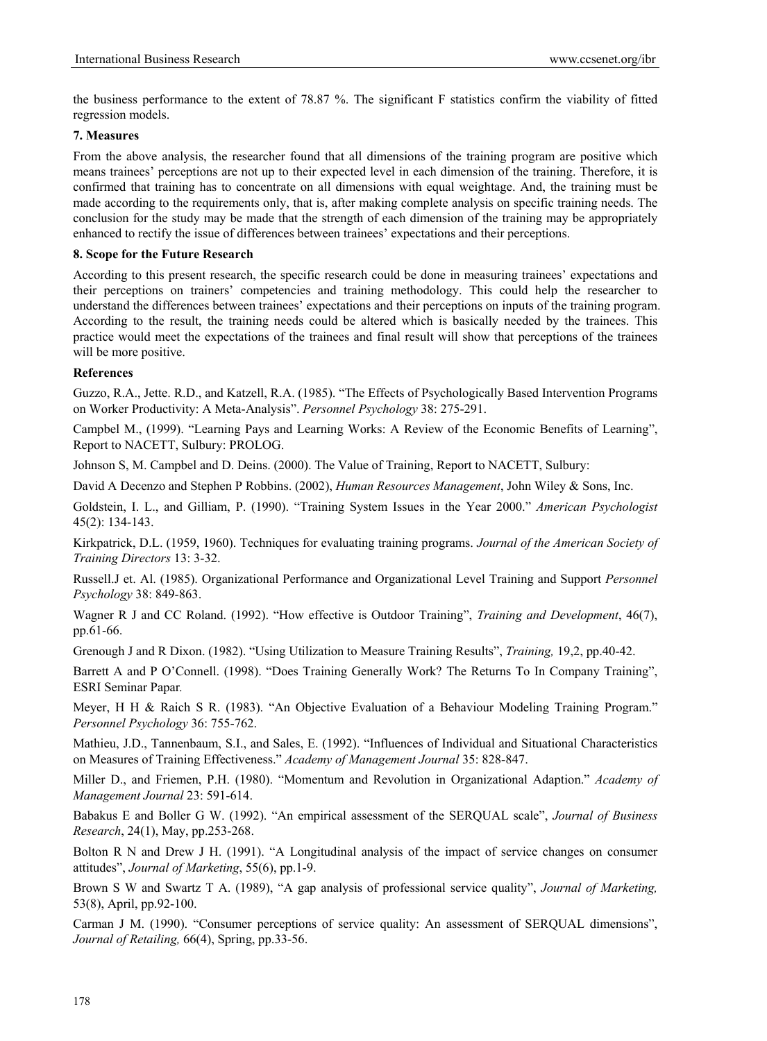the business performance to the extent of 78.87 %. The significant F statistics confirm the viability of fitted regression models.

### 7. Measures

From the above analysis, the researcher found that all dimensions of the training program are positive which means trainees' perceptions are not up to their expected level in each dimension of the training. Therefore, it is confirmed that training has to concentrate on all dimensions with equal weightage. And, the training must be made according to the requirements only, that is, after making complete analysis on specific training needs. The conclusion for the study may be made that the strength of each dimension of the training may be appropriately enhanced to rectify the issue of differences between trainees' expectations and their perceptions.

### 8. Scope for the Future Research

According to this present research, the specific research could be done in measuring trainees' expectations and their perceptions on trainers' competencies and training methodology. This could help the researcher to understand the differences between trainees' expectations and their perceptions on inputs of the training program. According to the result, the training needs could be altered which is basically needed by the trainees. This practice would meet the expectations of the trainees and final result will show that perceptions of the trainees will be more positive.

### References

Guzzo, R.A., Jette. R.D., and Katzell, R.A. (1985). "The Effects of Psychologically Based Intervention Programs on Worker Productivity: A Meta-Analysis". *Personnel Psychology* 38: 275-291.

Campbel M., (1999). "Learning Pays and Learning Works: A Review of the Economic Benefits of Learning", Report to NACETT, Sulbury: PROLOG.

Johnson S, M. Campbel and D. Deins. (2000). The Value of Training, Report to NACETT, Sulbury:

David A Decenzo and Stephen P Robbins. (2002), *Human Resources Management*, John Wiley & Sons, Inc.

Goldstein, I. L., and Gilliam, P. (1990). "Training System Issues in the Year 2000." *American Psychologist* 45(2): 134-143.

Kirkpatrick, D.L. (1959, 1960). Techniques for evaluating training programs. *Journal of the American Society of Training Directors* 13: 3-32.

Russell.J et. Al. (1985). Organizational Performance and Organizational Level Training and Support *Personnel Psychology* 38: 849-863.

Wagner R J and CC Roland. (1992). "How effective is Outdoor Training", *Training and Development*, 46(7), pp.61-66.

Grenough J and R Dixon. (1982). "Using Utilization to Measure Training Results", *Training,* 19,2, pp.40-42.

Barrett A and P O'Connell. (1998). "Does Training Generally Work? The Returns To In Company Training", ESRI Seminar Papar.

Meyer, H H & Raich S R. (1983). "An Objective Evaluation of a Behaviour Modeling Training Program." *Personnel Psychology* 36: 755-762.

Mathieu, J.D., Tannenbaum, S.I., and Sales, E. (1992). "Influences of Individual and Situational Characteristics on Measures of Training Effectiveness." *Academy of Management Journal* 35: 828-847.

Miller D., and Friemen, P.H. (1980). "Momentum and Revolution in Organizational Adaption." *Academy of Management Journal* 23: 591-614.

Babakus E and Boller G W. (1992). "An empirical assessment of the SERQUAL scale", *Journal of Business Research*, 24(1), May, pp.253-268.

Bolton R N and Drew J H. (1991). "A Longitudinal analysis of the impact of service changes on consumer attitudes", *Journal of Marketing*, 55(6), pp.1-9.

Brown S W and Swartz T A. (1989), "A gap analysis of professional service quality", *Journal of Marketing,* 53(8), April, pp.92-100.

Carman J M. (1990). "Consumer perceptions of service quality: An assessment of SERQUAL dimensions", *Journal of Retailing,* 66(4), Spring, pp.33-56.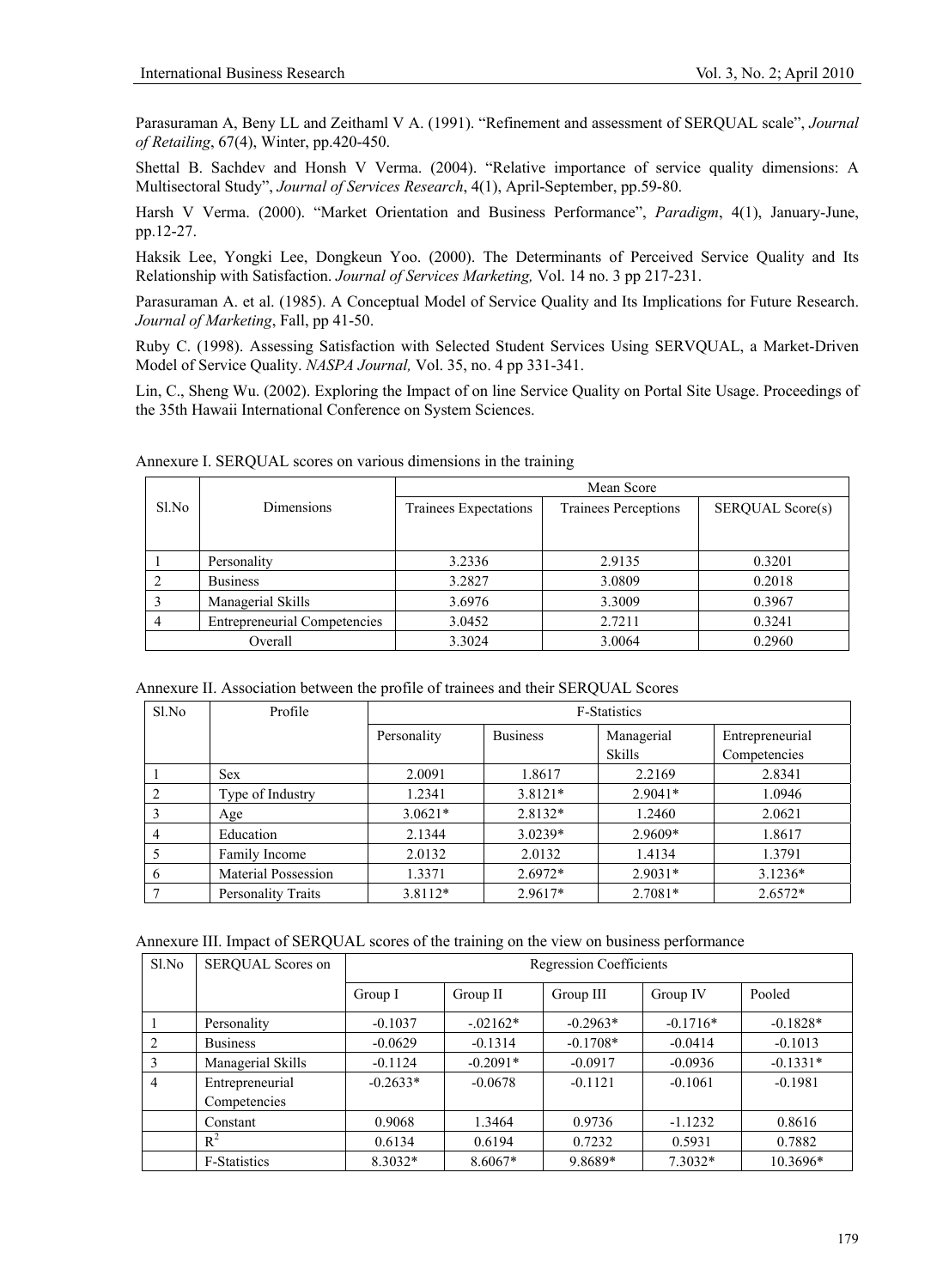Parasuraman A, Beny LL and Zeithaml V A. (1991). "Refinement and assessment of SERQUAL scale", *Journal of Retailing*, 67(4), Winter, pp.420-450.

Shettal B. Sachdev and Honsh V Verma. (2004). "Relative importance of service quality dimensions: A Multisectoral Study", *Journal of Services Research*, 4(1), April-September, pp.59-80.

Harsh V Verma. (2000). "Market Orientation and Business Performance", *Paradigm*, 4(1), January-June, pp.12-27.

Haksik Lee, Yongki Lee, Dongkeun Yoo. (2000). The Determinants of Perceived Service Quality and Its Relationship with Satisfaction. *Journal of Services Marketing,* Vol. 14 no. 3 pp 217-231.

Parasuraman A. et al. (1985). A Conceptual Model of Service Quality and Its Implications for Future Research. *Journal of Marketing*, Fall, pp 41-50.

Ruby C. (1998). Assessing Satisfaction with Selected Student Services Using SERVQUAL, a Market-Driven Model of Service Quality. *NASPA Journal,* Vol. 35, no. 4 pp 331-341.

Lin, C., Sheng Wu. (2002). Exploring the Impact of on line Service Quality on Portal Site Usage. Proceedings of the 35th Hawaii International Conference on System Sciences.

Annexure I. SERQUAL scores on various dimensions in the training

| Sl.No | Dimensions | Mean Score | | |
|---|---|---|---|---|
| | | Trainees Expectations | Trainees Perceptions | SERQUAL Score(s) |
| 1 | Personality | 3.2336 | 2.9135 | 0.3201 |
| 2 | Business | 3.2827 | 3.0809 | 0.2018 |
| 3 | Managerial Skills | 3.6976 | 3.3009 | 0.3967 |
| 4 | Entrepreneurial Competencies | 3.0452 | 2.7211 | 0.3241 |
| Overall | | 3.3024 | 3.0064 | 0.2960 |

Annexure II. Association between the profile of trainees and their SERQUAL Scores

| Sl.No | Profile | F-Statistics | | | |
|---|---|---|---|---|---|
| | | Personality | Business | Managerial Skills | Entrepreneurial Competencies |
| 1 | Sex | 2.0091 | 1.8617 | 2.2169 | 2.8341 |
| 2 | Type of Industry | 1.2341 | 3.8121* | 2.9041* | 1.0946 |
| 3 | Age | 3.0621* | 2.8132* | 1.2460 | 2.0621 |
| 4 | Education | 2.1344 | 3.0239* | 2.9609* | 1.8617 |
| 5 | Family Income | 2.0132 | 2.0132 | 1.4134 | 1.3791 |
| 6 | Material Possession | 1.3371 | 2.6972* | 2.9031* | 3.1236* |
| 7 | Personality Traits | 3.8112* | 2.9617* | 2.7081* | 2.6572* |

Annexure III. Impact of SERQUAL scores of the training on the view on business performance

| Sl.No | SERQUAL Scores on | Regression Coefficients | | | | |
|---|---|---|---|---|---|---|
| | | Group I | Group II | Group III | Group IV | Pooled |
| 1 | Personality | -0.1037 | -.02162* | -0.2963* | -0.1716* | -0.1828* |
| 2 | Business | -0.0629 | -0.1314 | -0.1708* | -0.0414 | -0.1013 |
| 3 | Managerial Skills | -0.1124 | -0.2091* | -0.0917 | -0.0936 | -0.1331* |
| 4 | Entrepreneurial Competencies | -0.2633* | -0.0678 | -0.1121 | -0.1061 | -0.1981 |
| | Constant | 0.9068 | 1.3464 | 0.9736 | -1.1232 | 0.8616 |
| | $R^2$ | 0.6134 | 0.6194 | 0.7232 | 0.5931 | 0.7882 |
| | F-Statistics | 8.3032* | 8.6067* | 9.8689* | 7.3032* | 10.3696* |